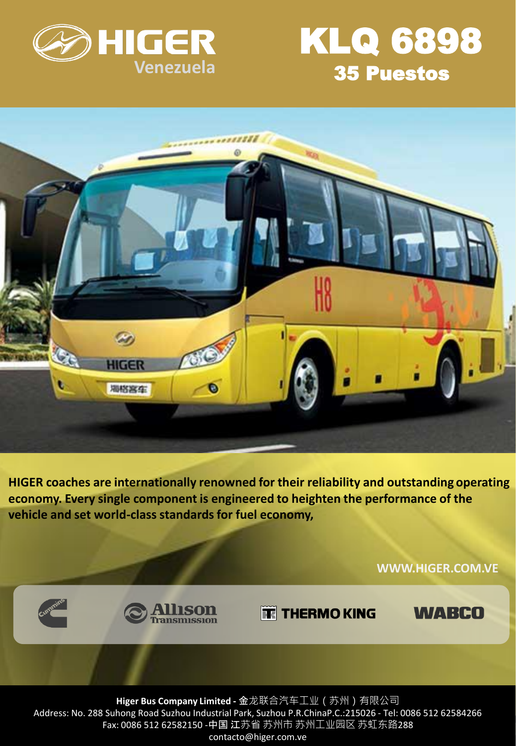# HIGER Venezuela

# KLQ 6898
## 35 Puestos

**HIGER coaches are internationally renowned for their reliability and outstanding operating economy. Every single component is engineered to heighten the performance of the vehicle and set world-class standards for fuel economy,**

**WWW.HIGER.COM.VE**

Cummins | Allison Transmission | THERMO KING | WABCO

**Higer Bus Company Limited -** 金龙联合汽车工业（苏州）有限公司
Address: No. 288 Suhong Road Suzhou Industrial Park, Suzhou P.R.ChinaP.C.:215026 - Tel: 0086 512 62584266
Fax: 0086 512 62582150 -中国 江苏省 苏州市 苏州工业园区 苏虹东路288
contacto@higer.com.ve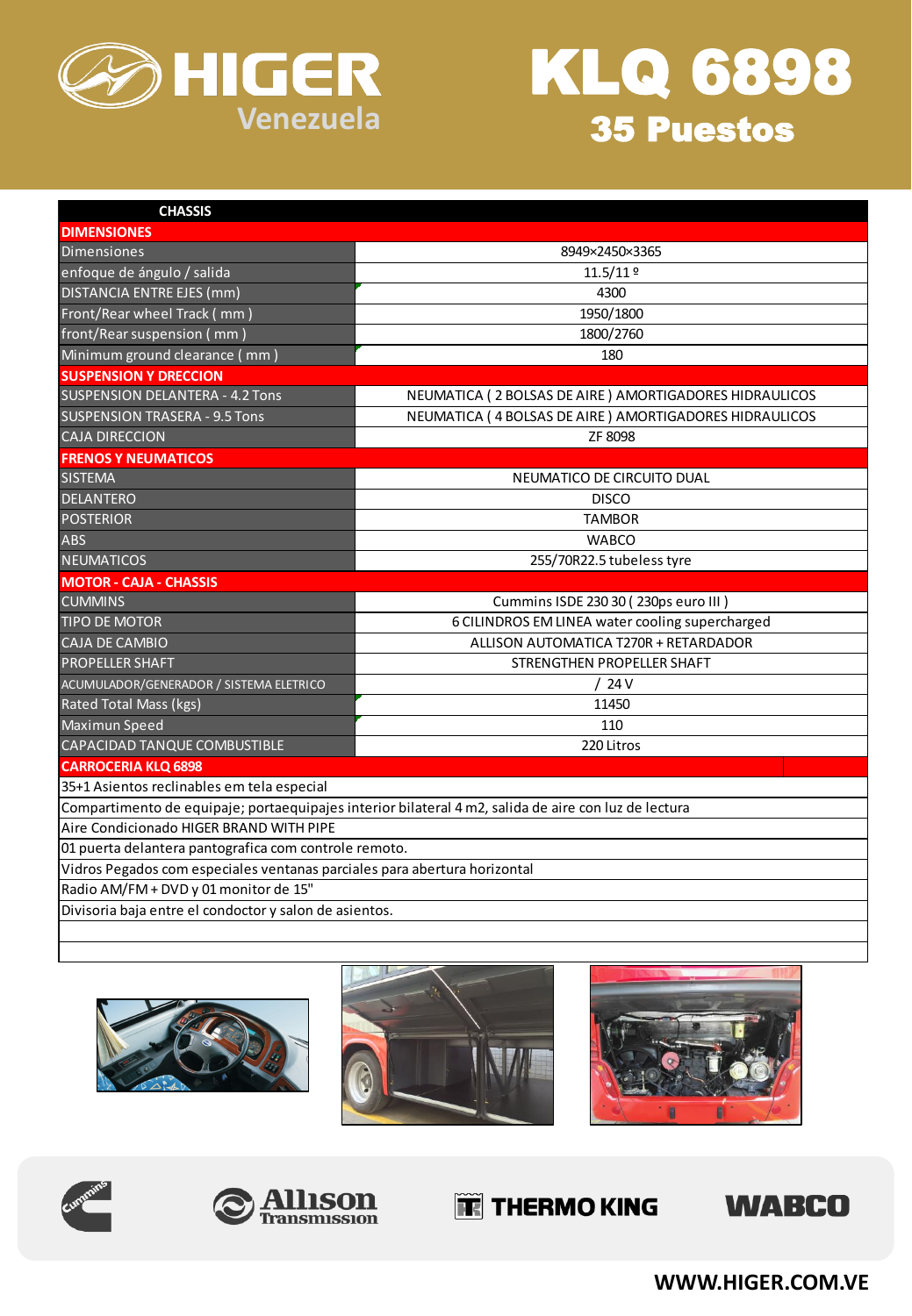# HIGER Venezuela

# KLQ 6898

## 35 Puestos

| CHASSIS | |
|---|---|
| **DIMENSIONES** | |
| Dimensiones | 8949×2450×3365 |
| enfoque de ángulo / salida | 11.5/11 º |
| DISTANCIA ENTRE EJES (mm) | 4300 |
| Front/Rear wheel Track ( mm ) | 1950/1800 |
| front/Rear suspension ( mm ) | 1800/2760 |
| Minimum ground clearance ( mm ) | 180 |
| **SUSPENSION Y DRECCION** | |
| SUSPENSION DELANTERA - 4.2 Tons | NEUMATICA ( 2 BOLSAS DE AIRE ) AMORTIGADORES HIDRAULICOS |
| SUSPENSION TRASERA - 9.5 Tons | NEUMATICA ( 4 BOLSAS DE AIRE ) AMORTIGADORES HIDRAULICOS |
| CAJA DIRECCION | ZF 8098 |
| **FRENOS Y NEUMATICOS** | |
| SISTEMA | NEUMATICO DE CIRCUITO DUAL |
| DELANTERO | DISCO |
| POSTERIOR | TAMBOR |
| ABS | WABCO |
| NEUMATICOS | 255/70R22.5 tubeless tyre |
| **MOTOR - CAJA - CHASSIS** | |
| CUMMINS | Cummins ISDE 230 30 ( 230ps euro III ) |
| TIPO DE MOTOR | 6 CILINDROS EM LINEA water cooling supercharged |
| CAJA DE CAMBIO | ALLISON AUTOMATICA T270R + RETARDADOR |
| PROPELLER SHAFT | STRENGTHEN PROPELLER SHAFT |
| ACUMULADOR/GENERADOR / SISTEMA ELETRICO | / 24 V |
| Rated Total Mass (kgs) | 11450 |
| Maximun Speed | 110 |
| CAPACIDAD TANQUE COMBUSTIBLE | 220 Litros |

**CARROCERIA KLQ 6898**

- 35+1 Asientos reclinables em tela especial
- Compartimento de equipaje; portaequipajes interior bilateral 4 m2, salida de aire con luz de lectura
- Aire Condicionado HIGER BRAND WITH PIPE
- 01 puerta delantera pantografica com controle remoto.
- Vidros Pegados com especiales ventanas parciales para abertura horizontal
- Radio AM/FM + DVD y 01 monitor de 15"
- Divisoria baja entre el condoctor y salon de asientos.

Cummins · Allison Transmission · THERMO KING · WABCO

WWW.HIGER.COM.VE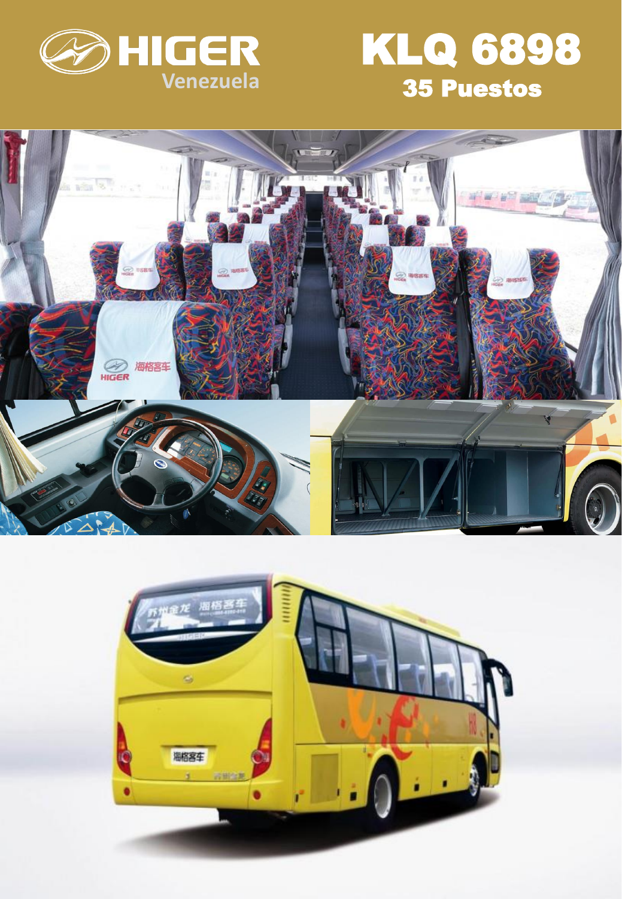HIGER
Venezuela

# KLQ 6898

## 35 Puestos